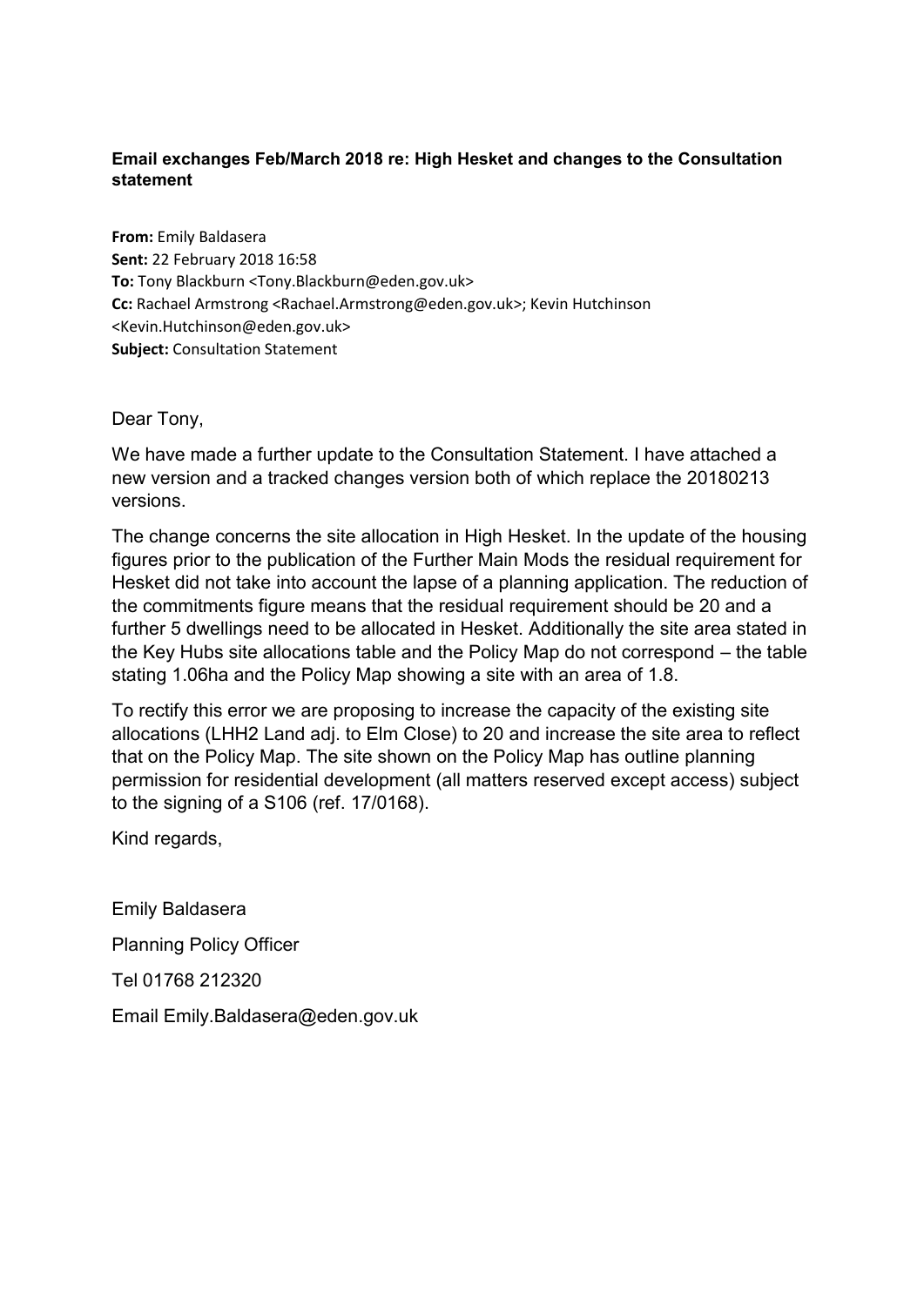**Email exchanges Feb/March 2018 re: High Hesket and changes to the Consultation statement**

**From:** Emily Baldasera
**Sent:** 22 February 2018 16:58
**To:** Tony Blackburn <Tony.Blackburn@eden.gov.uk>
**Cc:** Rachael Armstrong <Rachael.Armstrong@eden.gov.uk>; Kevin Hutchinson <Kevin.Hutchinson@eden.gov.uk>
**Subject:** Consultation Statement

Dear Tony,

We have made a further update to the Consultation Statement. I have attached a new version and a tracked changes version both of which replace the 20180213 versions.

The change concerns the site allocation in High Hesket. In the update of the housing figures prior to the publication of the Further Main Mods the residual requirement for Hesket did not take into account the lapse of a planning application. The reduction of the commitments figure means that the residual requirement should be 20 and a further 5 dwellings need to be allocated in Hesket. Additionally the site area stated in the Key Hubs site allocations table and the Policy Map do not correspond – the table stating 1.06ha and the Policy Map showing a site with an area of 1.8.

To rectify this error we are proposing to increase the capacity of the existing site allocations (LHH2 Land adj. to Elm Close) to 20 and increase the site area to reflect that on the Policy Map. The site shown on the Policy Map has outline planning permission for residential development (all matters reserved except access) subject to the signing of a S106 (ref. 17/0168).

Kind regards,

Emily Baldasera

Planning Policy Officer

Tel 01768 212320

Email Emily.Baldasera@eden.gov.uk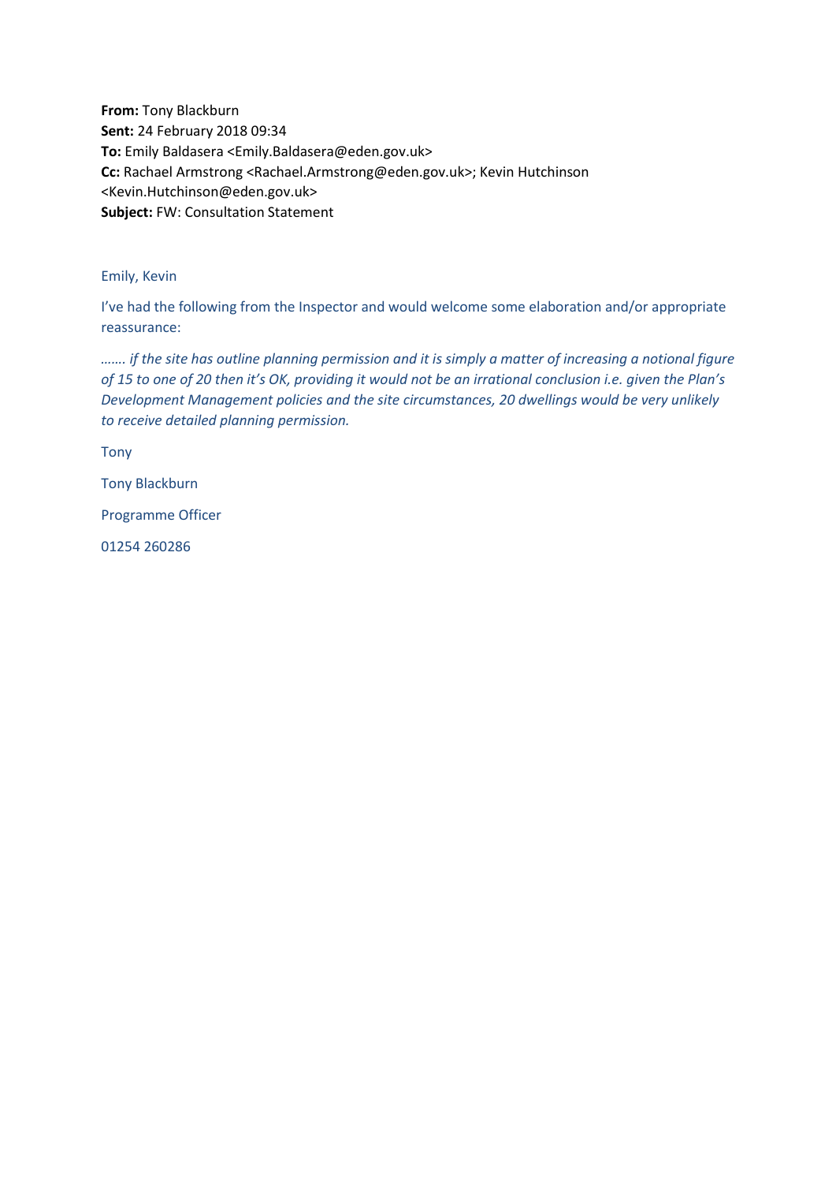**From:** Tony Blackburn
**Sent:** 24 February 2018 09:34
**To:** Emily Baldasera <Emily.Baldasera@eden.gov.uk>
**Cc:** Rachael Armstrong <Rachael.Armstrong@eden.gov.uk>; Kevin Hutchinson <Kevin.Hutchinson@eden.gov.uk>
**Subject:** FW: Consultation Statement

Emily, Kevin

I've had the following from the Inspector and would welcome some elaboration and/or appropriate reassurance:

*……. if the site has outline planning permission and it is simply a matter of increasing a notional figure of 15 to one of 20 then it's OK, providing it would not be an irrational conclusion i.e. given the Plan's Development Management policies and the site circumstances, 20 dwellings would be very unlikely to receive detailed planning permission.*

Tony

Tony Blackburn

Programme Officer

01254 260286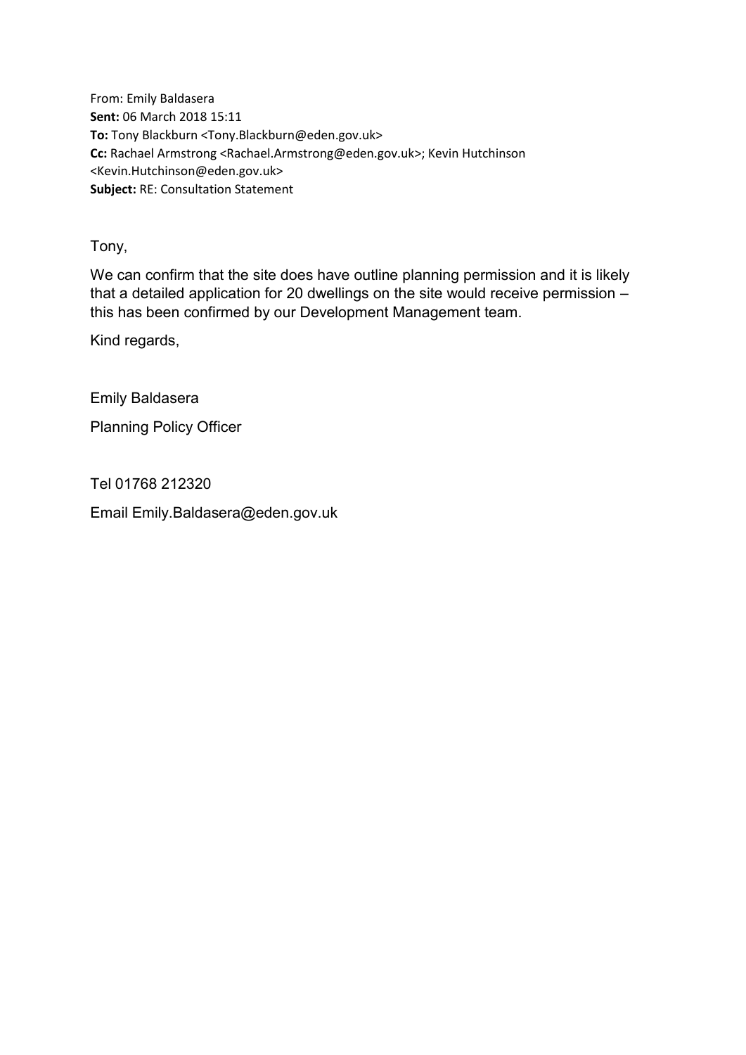From: Emily Baldasera
**Sent:** 06 March 2018 15:11
**To:** Tony Blackburn <Tony.Blackburn@eden.gov.uk>
**Cc:** Rachael Armstrong <Rachael.Armstrong@eden.gov.uk>; Kevin Hutchinson <Kevin.Hutchinson@eden.gov.uk>
**Subject:** RE: Consultation Statement

Tony,

We can confirm that the site does have outline planning permission and it is likely that a detailed application for 20 dwellings on the site would receive permission – this has been confirmed by our Development Management team.

Kind regards,

Emily Baldasera

Planning Policy Officer

Tel 01768 212320

Email Emily.Baldasera@eden.gov.uk